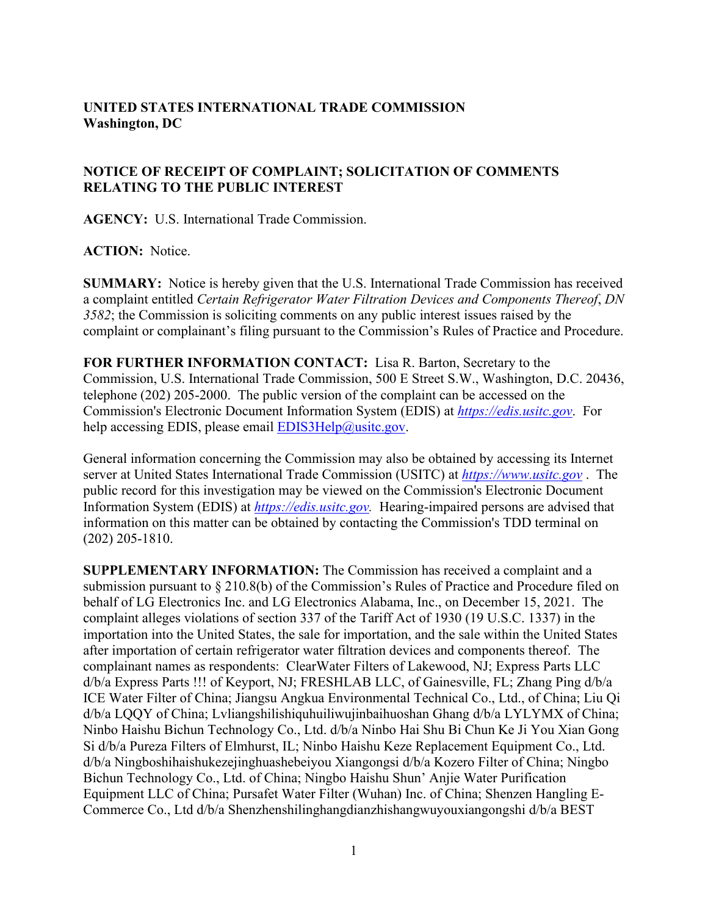**UNITED STATES INTERNATIONAL TRADE COMMISSION**
**Washington, DC**

**NOTICE OF RECEIPT OF COMPLAINT; SOLICITATION OF COMMENTS RELATING TO THE PUBLIC INTEREST**

**AGENCY:** U.S. International Trade Commission.

**ACTION:** Notice.

**SUMMARY:** Notice is hereby given that the U.S. International Trade Commission has received a complaint entitled *Certain Refrigerator Water Filtration Devices and Components Thereof*, *DN 3582*; the Commission is soliciting comments on any public interest issues raised by the complaint or complainant's filing pursuant to the Commission's Rules of Practice and Procedure.

**FOR FURTHER INFORMATION CONTACT:** Lisa R. Barton, Secretary to the Commission, U.S. International Trade Commission, 500 E Street S.W., Washington, D.C. 20436, telephone (202) 205-2000. The public version of the complaint can be accessed on the Commission's Electronic Document Information System (EDIS) at *https://edis.usitc.gov*. For help accessing EDIS, please email EDIS3Help@usitc.gov.

General information concerning the Commission may also be obtained by accessing its Internet server at United States International Trade Commission (USITC) at *https://www.usitc.gov* . The public record for this investigation may be viewed on the Commission's Electronic Document Information System (EDIS) at *https://edis.usitc.gov.* Hearing-impaired persons are advised that information on this matter can be obtained by contacting the Commission's TDD terminal on (202) 205-1810.

**SUPPLEMENTARY INFORMATION:** The Commission has received a complaint and a submission pursuant to § 210.8(b) of the Commission's Rules of Practice and Procedure filed on behalf of LG Electronics Inc. and LG Electronics Alabama, Inc., on December 15, 2021. The complaint alleges violations of section 337 of the Tariff Act of 1930 (19 U.S.C. 1337) in the importation into the United States, the sale for importation, and the sale within the United States after importation of certain refrigerator water filtration devices and components thereof. The complainant names as respondents: ClearWater Filters of Lakewood, NJ; Express Parts LLC d/b/a Express Parts !!! of Keyport, NJ; FRESHLAB LLC, of Gainesville, FL; Zhang Ping d/b/a ICE Water Filter of China; Jiangsu Angkua Environmental Technical Co., Ltd., of China; Liu Qi d/b/a LQQY of China; Lvliangshilishiquhuiliwujinbaihuoshan Ghang d/b/a LYLYMX of China; Ninbo Haishu Bichun Technology Co., Ltd. d/b/a Ninbo Hai Shu Bi Chun Ke Ji You Xian Gong Si d/b/a Pureza Filters of Elmhurst, IL; Ninbo Haishu Keze Replacement Equipment Co., Ltd. d/b/a Ningboshihaishukezejinghuashebeiyou Xiangongsi d/b/a Kozero Filter of China; Ningbo Bichun Technology Co., Ltd. of China; Ningbo Haishu Shun' Anjie Water Purification Equipment LLC of China; Pursafet Water Filter (Wuhan) Inc. of China; Shenzen Hangling E-Commerce Co., Ltd d/b/a Shenzhenshilinghangdianzhishangwuyouxiangongshi d/b/a BEST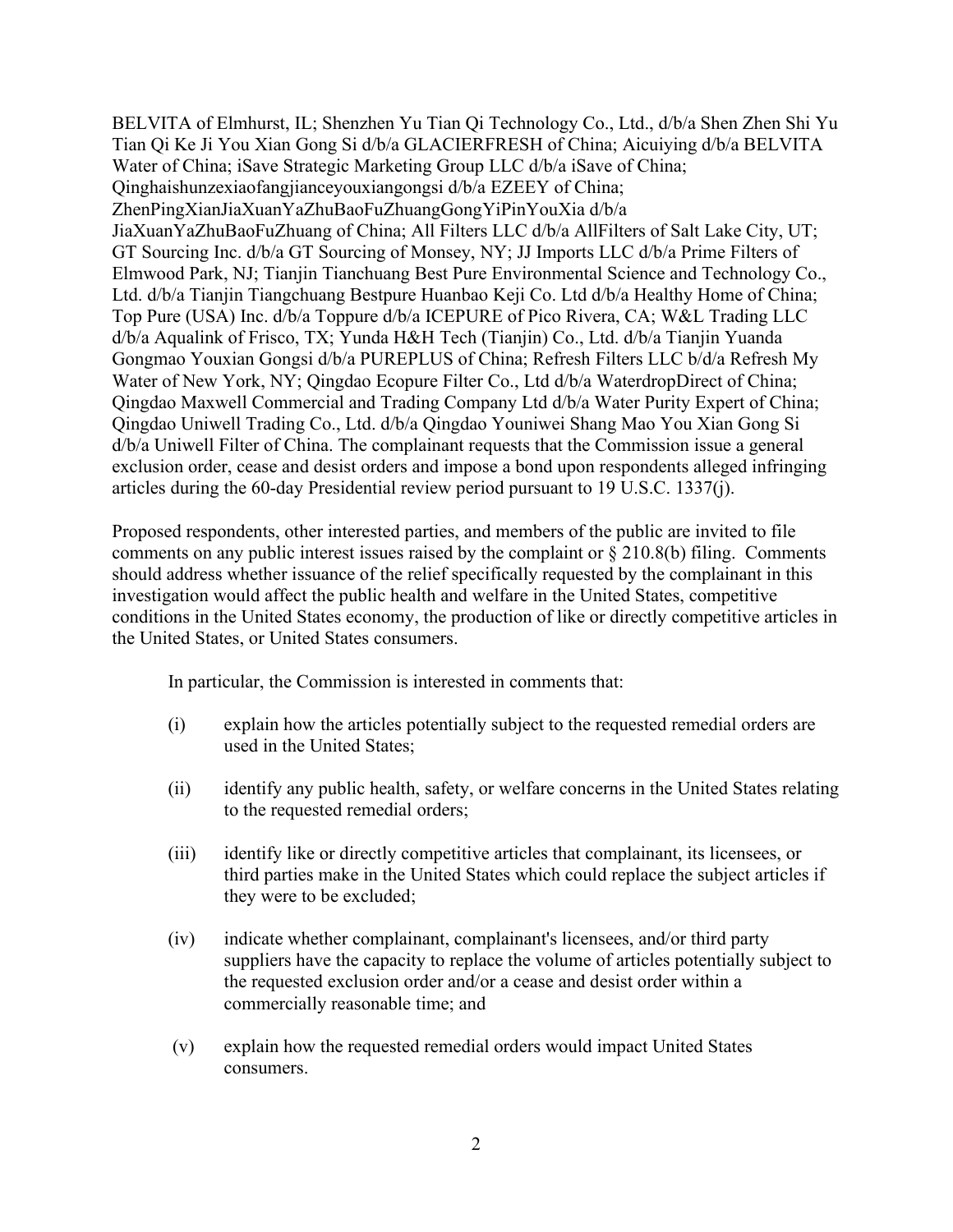BELVITA of Elmhurst, IL; Shenzhen Yu Tian Qi Technology Co., Ltd., d/b/a Shen Zhen Shi Yu Tian Qi Ke Ji You Xian Gong Si d/b/a GLACIERFRESH of China; Aicuiying d/b/a BELVITA Water of China; iSave Strategic Marketing Group LLC d/b/a iSave of China; Qinghaishunzexiaofangjianceyouxiangongsi d/b/a EZEEY of China; ZhenPingXianJiaXuanYaZhuBaoFuZhuangGongYiPinYouXia d/b/a JiaXuanYaZhuBaoFuZhuang of China; All Filters LLC d/b/a AllFilters of Salt Lake City, UT; GT Sourcing Inc. d/b/a GT Sourcing of Monsey, NY; JJ Imports LLC d/b/a Prime Filters of Elmwood Park, NJ; Tianjin Tianchuang Best Pure Environmental Science and Technology Co., Ltd. d/b/a Tianjin Tiangchuang Bestpure Huanbao Keji Co. Ltd d/b/a Healthy Home of China; Top Pure (USA) Inc. d/b/a Toppure d/b/a ICEPURE of Pico Rivera, CA; W&L Trading LLC d/b/a Aqualink of Frisco, TX; Yunda H&H Tech (Tianjin) Co., Ltd. d/b/a Tianjin Yuanda Gongmao Youxian Gongsi d/b/a PUREPLUS of China; Refresh Filters LLC b/d/a Refresh My Water of New York, NY; Qingdao Ecopure Filter Co., Ltd d/b/a WaterdropDirect of China; Qingdao Maxwell Commercial and Trading Company Ltd d/b/a Water Purity Expert of China; Qingdao Uniwell Trading Co., Ltd. d/b/a Qingdao Youniwei Shang Mao You Xian Gong Si d/b/a Uniwell Filter of China. The complainant requests that the Commission issue a general exclusion order, cease and desist orders and impose a bond upon respondents alleged infringing articles during the 60-day Presidential review period pursuant to 19 U.S.C. 1337(j).

Proposed respondents, other interested parties, and members of the public are invited to file comments on any public interest issues raised by the complaint or § 210.8(b) filing. Comments should address whether issuance of the relief specifically requested by the complainant in this investigation would affect the public health and welfare in the United States, competitive conditions in the United States economy, the production of like or directly competitive articles in the United States, or United States consumers.

In particular, the Commission is interested in comments that:

(i) explain how the articles potentially subject to the requested remedial orders are used in the United States;

(ii) identify any public health, safety, or welfare concerns in the United States relating to the requested remedial orders;

(iii) identify like or directly competitive articles that complainant, its licensees, or third parties make in the United States which could replace the subject articles if they were to be excluded;

(iv) indicate whether complainant, complainant's licensees, and/or third party suppliers have the capacity to replace the volume of articles potentially subject to the requested exclusion order and/or a cease and desist order within a commercially reasonable time; and

(v) explain how the requested remedial orders would impact United States consumers.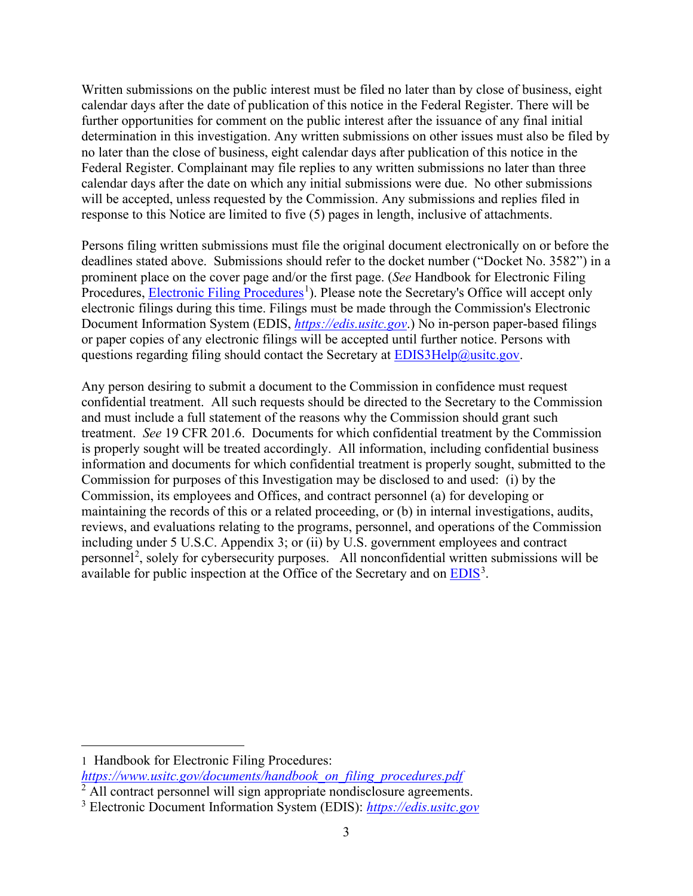Written submissions on the public interest must be filed no later than by close of business, eight calendar days after the date of publication of this notice in the Federal Register. There will be further opportunities for comment on the public interest after the issuance of any final initial determination in this investigation. Any written submissions on other issues must also be filed by no later than the close of business, eight calendar days after publication of this notice in the Federal Register. Complainant may file replies to any written submissions no later than three calendar days after the date on which any initial submissions were due. No other submissions will be accepted, unless requested by the Commission. Any submissions and replies filed in response to this Notice are limited to five (5) pages in length, inclusive of attachments.

Persons filing written submissions must file the original document electronically on or before the deadlines stated above. Submissions should refer to the docket number ("Docket No. 3582") in a prominent place on the cover page and/or the first page. (*See* Handbook for Electronic Filing Procedures, Electronic Filing Procedures[1]). Please note the Secretary's Office will accept only electronic filings during this time. Filings must be made through the Commission's Electronic Document Information System (EDIS, *https://edis.usitc.gov*.) No in-person paper-based filings or paper copies of any electronic filings will be accepted until further notice. Persons with questions regarding filing should contact the Secretary at EDIS3Help@usitc.gov.

Any person desiring to submit a document to the Commission in confidence must request confidential treatment. All such requests should be directed to the Secretary to the Commission and must include a full statement of the reasons why the Commission should grant such treatment. *See* 19 CFR 201.6. Documents for which confidential treatment by the Commission is properly sought will be treated accordingly. All information, including confidential business information and documents for which confidential treatment is properly sought, submitted to the Commission for purposes of this Investigation may be disclosed to and used: (i) by the Commission, its employees and Offices, and contract personnel (a) for developing or maintaining the records of this or a related proceeding, or (b) in internal investigations, audits, reviews, and evaluations relating to the programs, personnel, and operations of the Commission including under 5 U.S.C. Appendix 3; or (ii) by U.S. government employees and contract personnel[2], solely for cybersecurity purposes. All nonconfidential written submissions will be available for public inspection at the Office of the Secretary and on EDIS[3].

---

[1] Handbook for Electronic Filing Procedures: *https://www.usitc.gov/documents/handbook_on_filing_procedures.pdf*

[2] All contract personnel will sign appropriate nondisclosure agreements.

[3] Electronic Document Information System (EDIS): *https://edis.usitc.gov*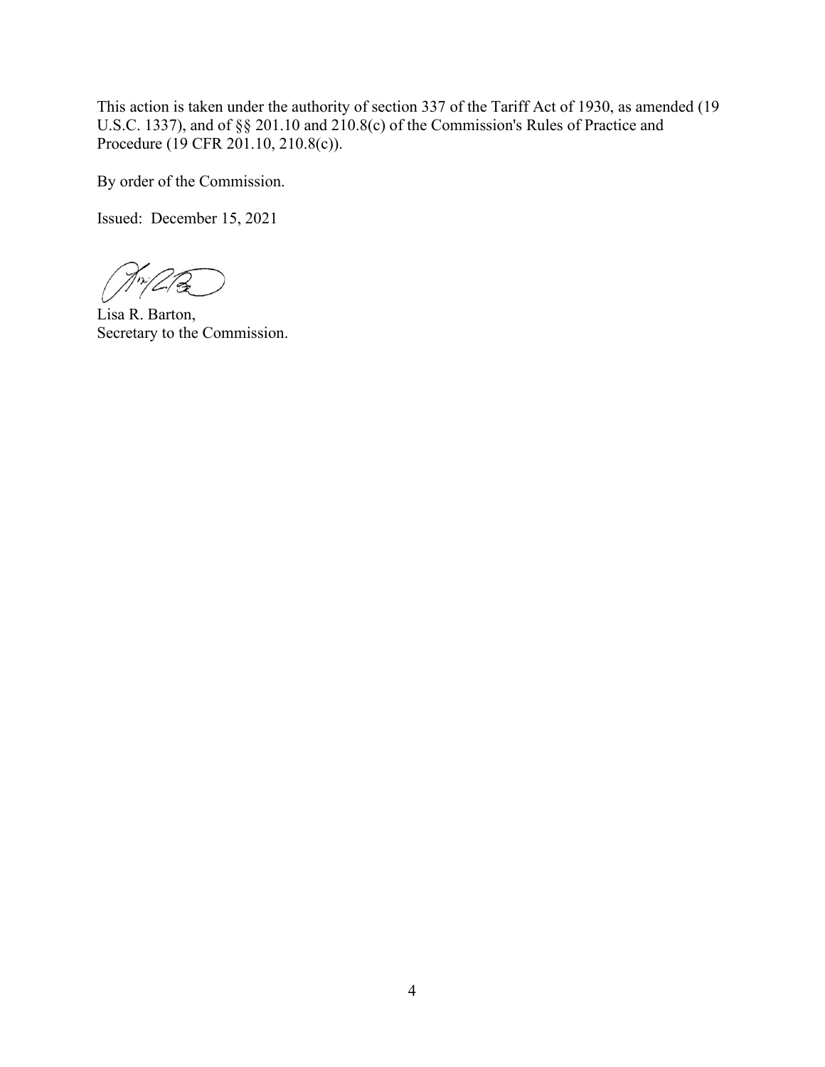This action is taken under the authority of section 337 of the Tariff Act of 1930, as amended (19 U.S.C. 1337), and of §§ 201.10 and 210.8(c) of the Commission's Rules of Practice and Procedure (19 CFR 201.10, 210.8(c)).

By order of the Commission.

Issued: December 15, 2021

Lisa R. Barton,
Secretary to the Commission.